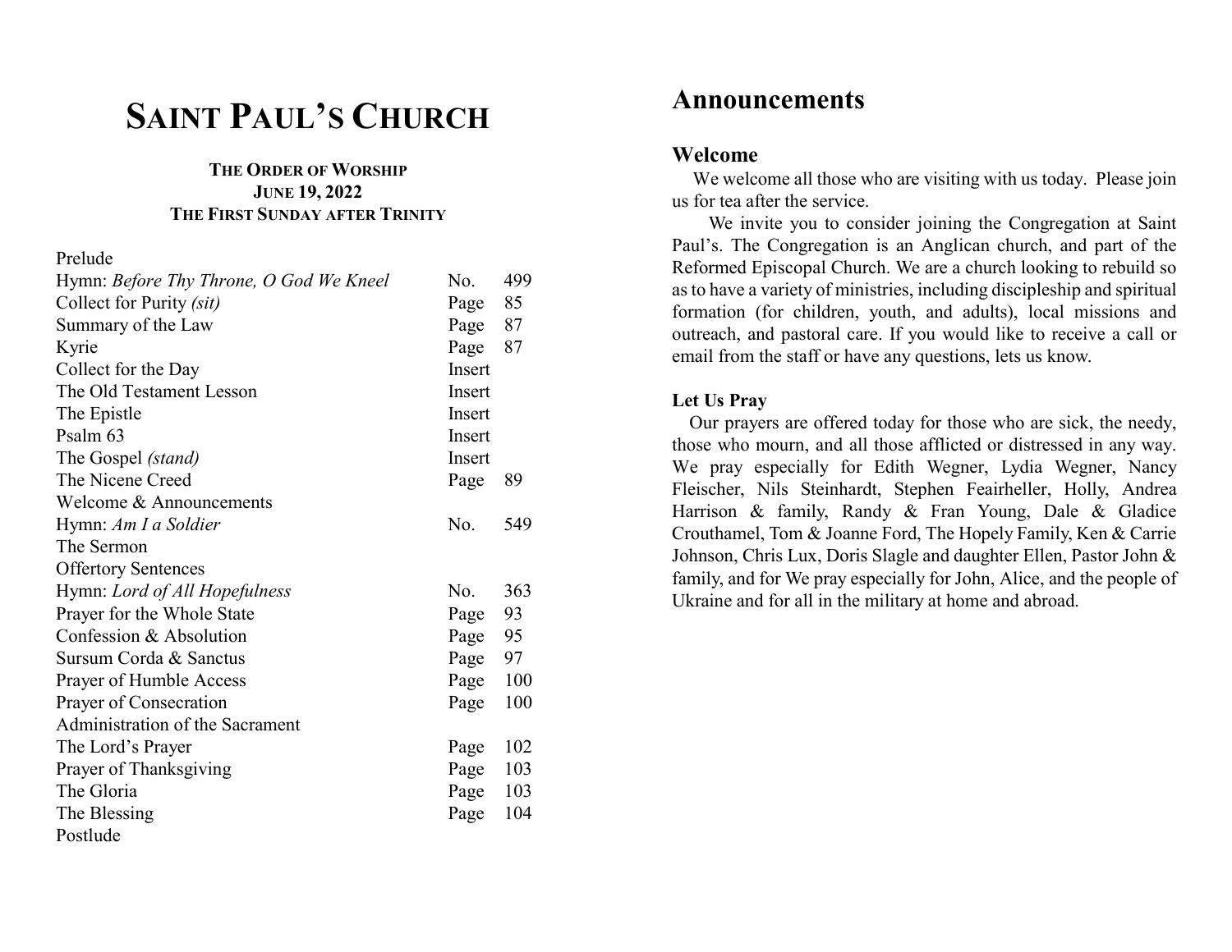# Saint Paul's Church

**The Order of Worship**
**June 19, 2022**
**The First Sunday after Trinity**

| | | |
|---|---|---|
| Prelude | | |
| Hymn: *Before Thy Throne, O God We Kneel* | No. | 499 |
| Collect for Purity *(sit)* | Page | 85 |
| Summary of the Law | Page | 87 |
| Kyrie | Page | 87 |
| Collect for the Day | Insert | |
| The Old Testament Lesson | Insert | |
| The Epistle | Insert | |
| Psalm 63 | Insert | |
| The Gospel *(stand)* | Insert | |
| The Nicene Creed | Page | 89 |
| Welcome & Announcements | | |
| Hymn: *Am I a Soldier* | No. | 549 |
| The Sermon | | |
| Offertory Sentences | | |
| Hymn: *Lord of All Hopefulness* | No. | 363 |
| Prayer for the Whole State | Page | 93 |
| Confession & Absolution | Page | 95 |
| Sursum Corda & Sanctus | Page | 97 |
| Prayer of Humble Access | Page | 100 |
| Prayer of Consecration | Page | 100 |
| Administration of the Sacrament | | |
| The Lord's Prayer | Page | 102 |
| Prayer of Thanksgiving | Page | 103 |
| The Gloria | Page | 103 |
| The Blessing | Page | 104 |
| Postlude | | |

# Announcements

## Welcome

We welcome all those who are visiting with us today. Please join us for tea after the service.

We invite you to consider joining the Congregation at Saint Paul's. The Congregation is an Anglican church, and part of the Reformed Episcopal Church. We are a church looking to rebuild so as to have a variety of ministries, including discipleship and spiritual formation (for children, youth, and adults), local missions and outreach, and pastoral care. If you would like to receive a call or email from the staff or have any questions, lets us know.

### Let Us Pray

Our prayers are offered today for those who are sick, the needy, those who mourn, and all those afflicted or distressed in any way. We pray especially for Edith Wegner, Lydia Wegner, Nancy Fleischer, Nils Steinhardt, Stephen Feairheller, Holly, Andrea Harrison & family, Randy & Fran Young, Dale & Gladice Crouthamel, Tom & Joanne Ford, The Hopely Family, Ken & Carrie Johnson, Chris Lux, Doris Slagle and daughter Ellen, Pastor John & family, and for We pray especially for John, Alice, and the people of Ukraine and for all in the military at home and abroad.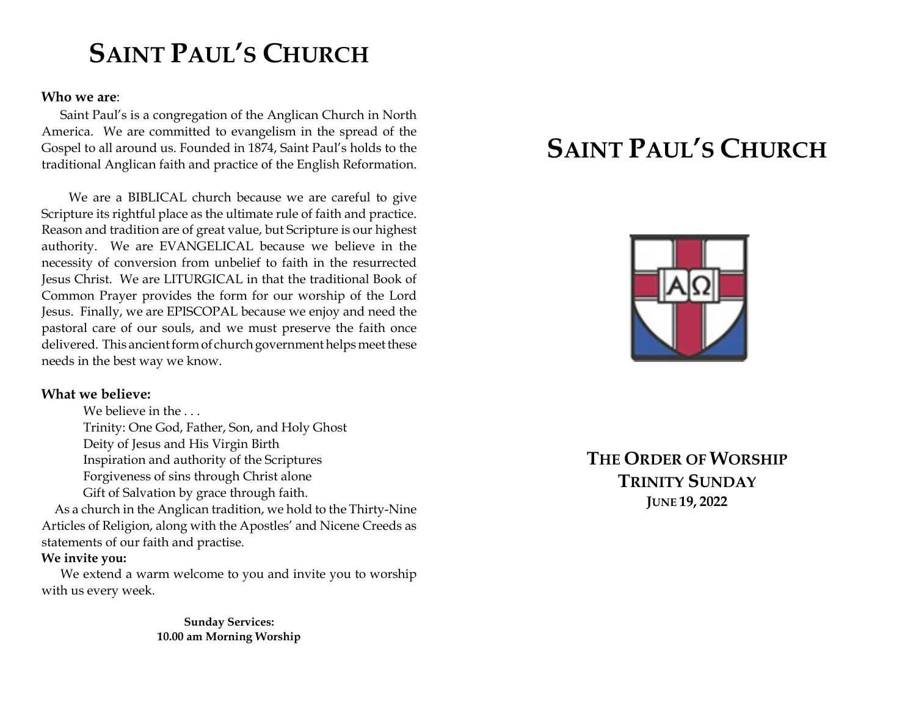# SAINT PAUL'S CHURCH

**Who we are**:

Saint Paul's is a congregation of the Anglican Church in North America. We are committed to evangelism in the spread of the Gospel to all around us. Founded in 1874, Saint Paul's holds to the traditional Anglican faith and practice of the English Reformation.

We are a BIBLICAL church because we are careful to give Scripture its rightful place as the ultimate rule of faith and practice. Reason and tradition are of great value, but Scripture is our highest authority. We are EVANGELICAL because we believe in the necessity of conversion from unbelief to faith in the resurrected Jesus Christ. We are LITURGICAL in that the traditional Book of Common Prayer provides the form for our worship of the Lord Jesus. Finally, we are EPISCOPAL because we enjoy and need the pastoral care of our souls, and we must preserve the faith once delivered. This ancient form of church government helps meet these needs in the best way we know.

**What we believe:**

We believe in the . . .
Trinity: One God, Father, Son, and Holy Ghost
Deity of Jesus and His Virgin Birth
Inspiration and authority of the Scriptures
Forgiveness of sins through Christ alone
Gift of Salvation by grace through faith.

As a church in the Anglican tradition, we hold to the Thirty-Nine Articles of Religion, along with the Apostles' and Nicene Creeds as statements of our faith and practise.

**We invite you:**

We extend a warm welcome to you and invite you to worship with us every week.

**Sunday Services:**
**10.00 am Morning Worship**

# SAINT PAUL'S CHURCH

**THE ORDER OF WORSHIP**
**TRINITY SUNDAY**
**JUNE 19, 2022**